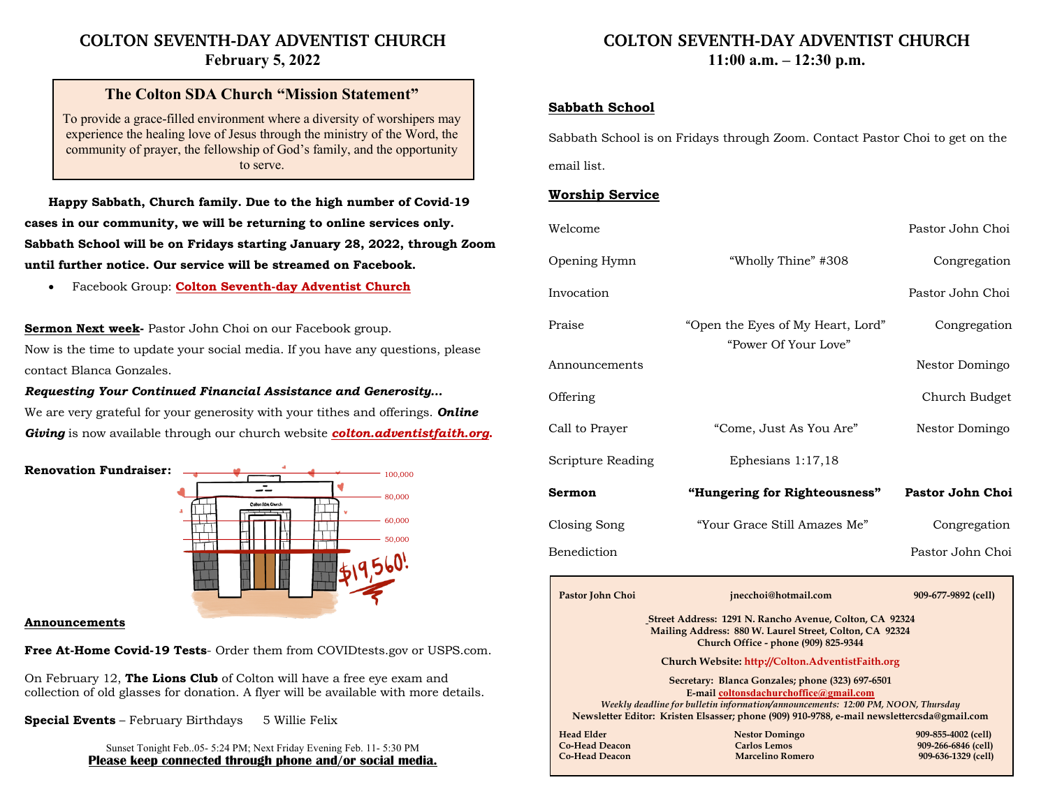# COLTON SEVENTH-DAY ADVENTIST CHURCH
## February 5, 2022

### The Colton SDA Church "Mission Statement"

To provide a grace-filled environment where a diversity of worshipers may experience the healing love of Jesus through the ministry of the Word, the community of prayer, the fellowship of God's family, and the opportunity to serve.

**Happy Sabbath, Church family. Due to the high number of Covid-19 cases in our community, we will be returning to online services only. Sabbath School will be on Fridays starting January 28, 2022, through Zoom until further notice. Our service will be streamed on Facebook.**

- Facebook Group: **Colton Seventh-day Adventist Church**

**Sermon Next week-** Pastor John Choi on our Facebook group.

Now is the time to update your social media. If you have any questions, please contact Blanca Gonzales.

***Requesting Your Continued Financial Assistance and Generosity…***

We are very grateful for your generosity with your tithes and offerings. ***Online Giving*** is now available through our church website ***colton.adventistfaith.org***.

**Renovation Fundraiser:** 100,000 / 80,000 / 60,000 / 50,000 — $19,560!

**Announcements**

**Free At-Home Covid-19 Tests**- Order them from COVIDtests.gov or USPS.com.

On February 12, **The Lions Club** of Colton will have a free eye exam and collection of old glasses for donation. A flyer will be available with more details.

**Special Events** – February Birthdays 5 Willie Felix

Sunset Tonight Feb..05- 5:24 PM; Next Friday Evening Feb. 11- 5:30 PM

**Please keep connected through phone and/or social media.**

# COLTON SEVENTH-DAY ADVENTIST CHURCH
## 11:00 a.m. – 12:30 p.m.

**Sabbath School**

Sabbath School is on Fridays through Zoom. Contact Pastor Choi to get on the email list.

**Worship Service**

| | | |
|---|---|---|
| Welcome | | Pastor John Choi |
| Opening Hymn | "Wholly Thine" #308 | Congregation |
| Invocation | | Pastor John Choi |
| Praise | "Open the Eyes of My Heart, Lord" "Power Of Your Love" | Congregation |
| Announcements | | Nestor Domingo |
| Offering | | Church Budget |
| Call to Prayer | "Come, Just As You Are" | Nestor Domingo |
| Scripture Reading | Ephesians 1:17,18 | |
| **Sermon** | **"Hungering for Righteousness"** | **Pastor John Choi** |
| Closing Song | "Your Grace Still Amazes Me" | Congregation |
| Benediction | | Pastor John Choi |

**Pastor John Choi** jnecchoi@hotmail.com 909-677-9892 (cell)

**Street Address: 1291 N. Rancho Avenue, Colton, CA 92324**
**Mailing Address: 880 W. Laurel Street, Colton, CA 92324**
**Church Office - phone (909) 825-9344**

**Church Website: http://Colton.AdventistFaith.org**

**Secretary: Blanca Gonzales; phone (323) 697-6501**
**E-mail coltonsdachurchoffice@gmail.com**
*Weekly deadline for bulletin information/announcements: 12:00 PM, NOON, Thursday*
**Newsletter Editor: Kristen Elsasser; phone (909) 910-9788, e-mail newslettercsda@gmail.com**

| | | |
|---|---|---|
| **Head Elder** | **Nestor Domingo** | **909-855-4002 (cell)** |
| **Co-Head Deacon** | **Carlos Lemos** | **909-266-6846 (cell)** |
| **Co-Head Deacon** | **Marcelino Romero** | **909-636-1329 (cell)** |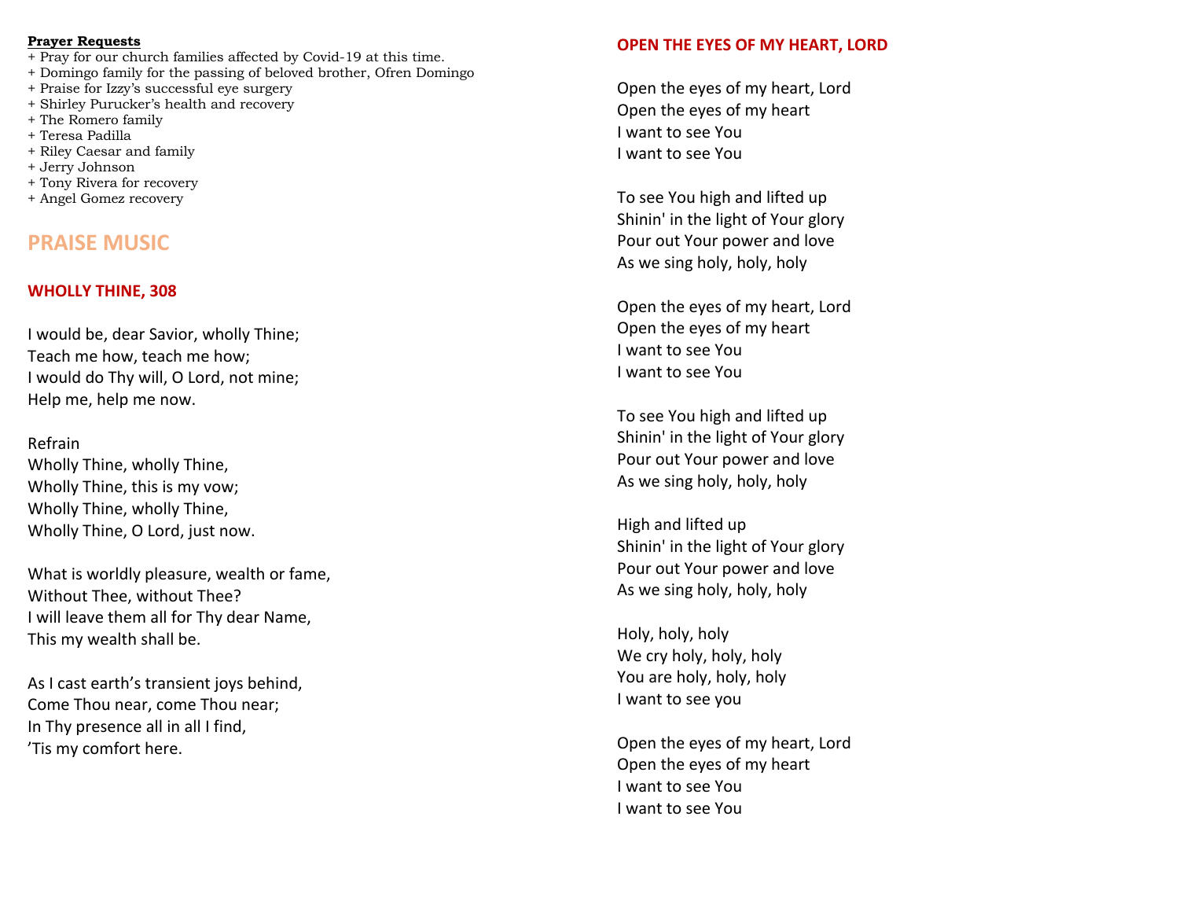**Prayer Requests**

+ Pray for our church families affected by Covid-19 at this time.
+ Domingo family for the passing of beloved brother, Ofren Domingo
+ Praise for Izzy's successful eye surgery
+ Shirley Purucker's health and recovery
+ The Romero family
+ Teresa Padilla
+ Riley Caesar and family
+ Jerry Johnson
+ Tony Rivera for recovery
+ Angel Gomez recovery

## PRAISE MUSIC

### WHOLLY THINE, 308

I would be, dear Savior, wholly Thine;
Teach me how, teach me how;
I would do Thy will, O Lord, not mine;
Help me, help me now.

Refrain
Wholly Thine, wholly Thine,
Wholly Thine, this is my vow;
Wholly Thine, wholly Thine,
Wholly Thine, O Lord, just now.

What is worldly pleasure, wealth or fame,
Without Thee, without Thee?
I will leave them all for Thy dear Name,
This my wealth shall be.

As I cast earth's transient joys behind,
Come Thou near, come Thou near;
In Thy presence all in all I find,
'Tis my comfort here.

### OPEN THE EYES OF MY HEART, LORD

Open the eyes of my heart, Lord
Open the eyes of my heart
I want to see You
I want to see You

To see You high and lifted up
Shinin' in the light of Your glory
Pour out Your power and love
As we sing holy, holy, holy

Open the eyes of my heart, Lord
Open the eyes of my heart
I want to see You
I want to see You

To see You high and lifted up
Shinin' in the light of Your glory
Pour out Your power and love
As we sing holy, holy, holy

High and lifted up
Shinin' in the light of Your glory
Pour out Your power and love
As we sing holy, holy, holy

Holy, holy, holy
We cry holy, holy, holy
You are holy, holy, holy
I want to see you

Open the eyes of my heart, Lord
Open the eyes of my heart
I want to see You
I want to see You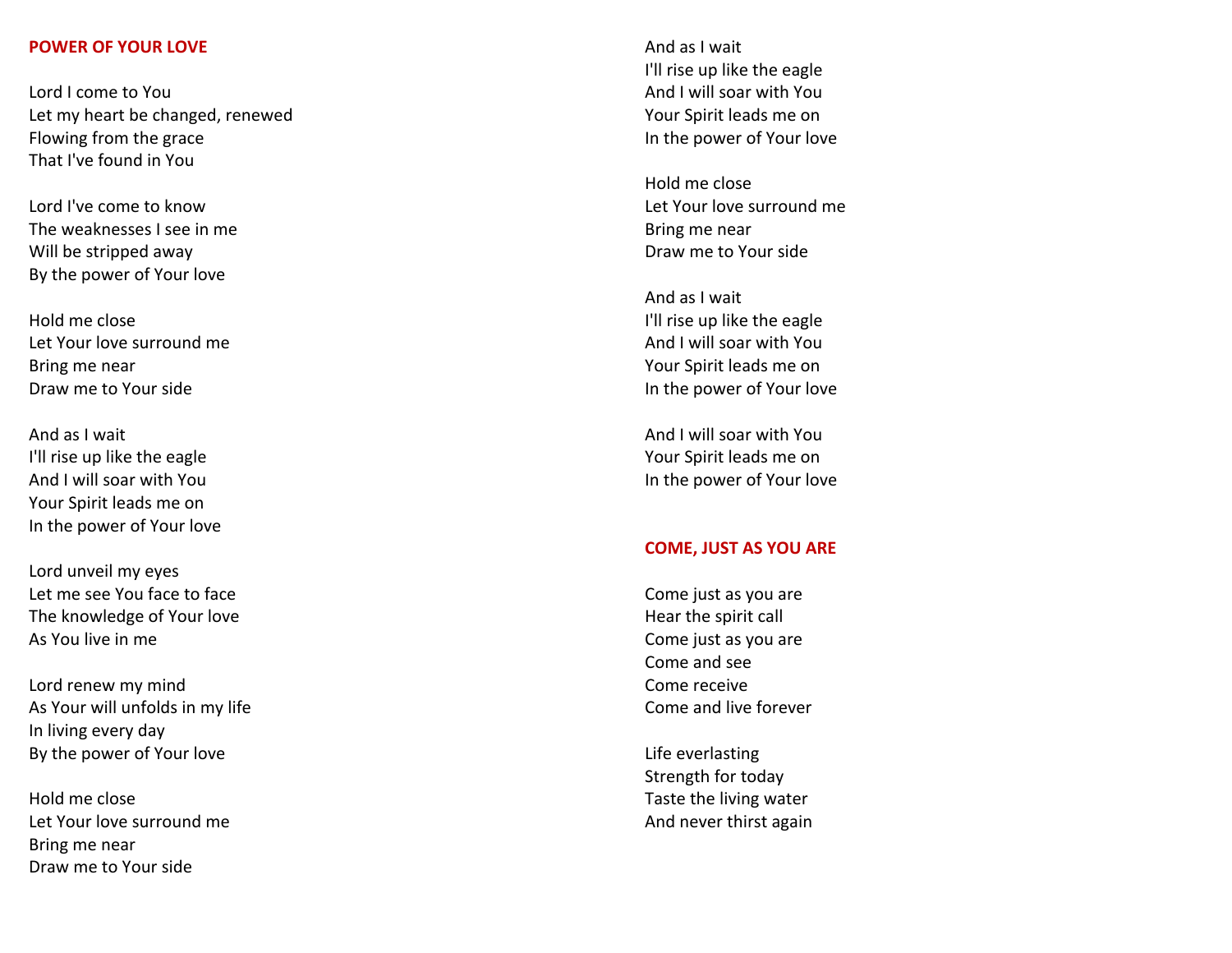## POWER OF YOUR LOVE

Lord I come to You
Let my heart be changed, renewed
Flowing from the grace
That I've found in You

Lord I've come to know
The weaknesses I see in me
Will be stripped away
By the power of Your love

Hold me close
Let Your love surround me
Bring me near
Draw me to Your side

And as I wait
I'll rise up like the eagle
And I will soar with You
Your Spirit leads me on
In the power of Your love

Lord unveil my eyes
Let me see You face to face
The knowledge of Your love
As You live in me

Lord renew my mind
As Your will unfolds in my life
In living every day
By the power of Your love

Hold me close
Let Your love surround me
Bring me near
Draw me to Your side

And as I wait
I'll rise up like the eagle
And I will soar with You
Your Spirit leads me on
In the power of Your love

Hold me close
Let Your love surround me
Bring me near
Draw me to Your side

And as I wait
I'll rise up like the eagle
And I will soar with You
Your Spirit leads me on
In the power of Your love

And I will soar with You
Your Spirit leads me on
In the power of Your love

## COME, JUST AS YOU ARE

Come just as you are
Hear the spirit call
Come just as you are
Come and see
Come receive
Come and live forever

Life everlasting
Strength for today
Taste the living water
And never thirst again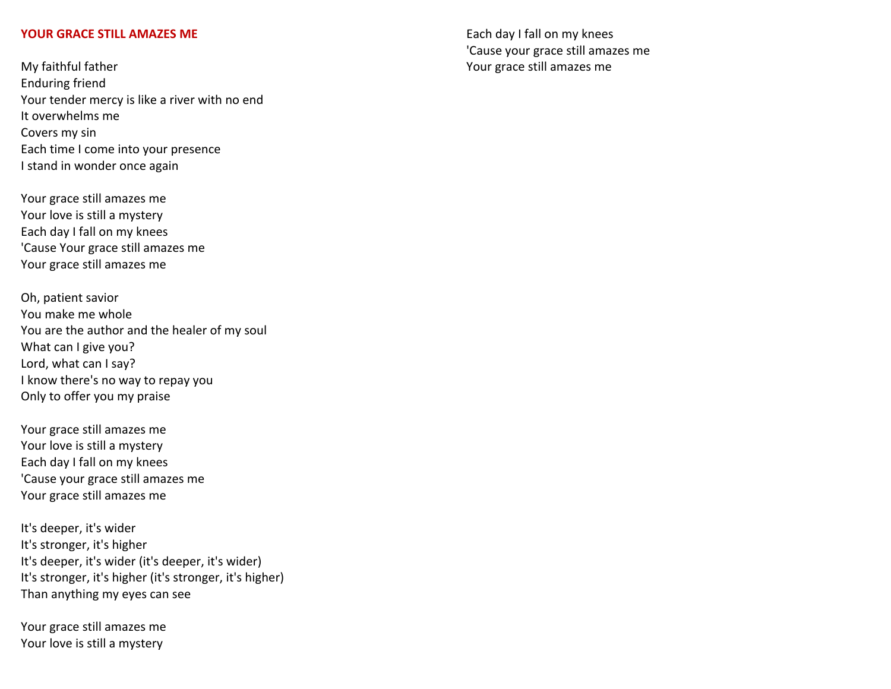# YOUR GRACE STILL AMAZES ME

My faithful father
Enduring friend
Your tender mercy is like a river with no end
It overwhelms me
Covers my sin
Each time I come into your presence
I stand in wonder once again

Your grace still amazes me
Your love is still a mystery
Each day I fall on my knees
'Cause Your grace still amazes me
Your grace still amazes me

Oh, patient savior
You make me whole
You are the author and the healer of my soul
What can I give you?
Lord, what can I say?
I know there's no way to repay you
Only to offer you my praise

Your grace still amazes me
Your love is still a mystery
Each day I fall on my knees
'Cause your grace still amazes me
Your grace still amazes me

It's deeper, it's wider
It's stronger, it's higher
It's deeper, it's wider (it's deeper, it's wider)
It's stronger, it's higher (it's stronger, it's higher)
Than anything my eyes can see

Your grace still amazes me
Your love is still a mystery
Each day I fall on my knees
'Cause your grace still amazes me
Your grace still amazes me